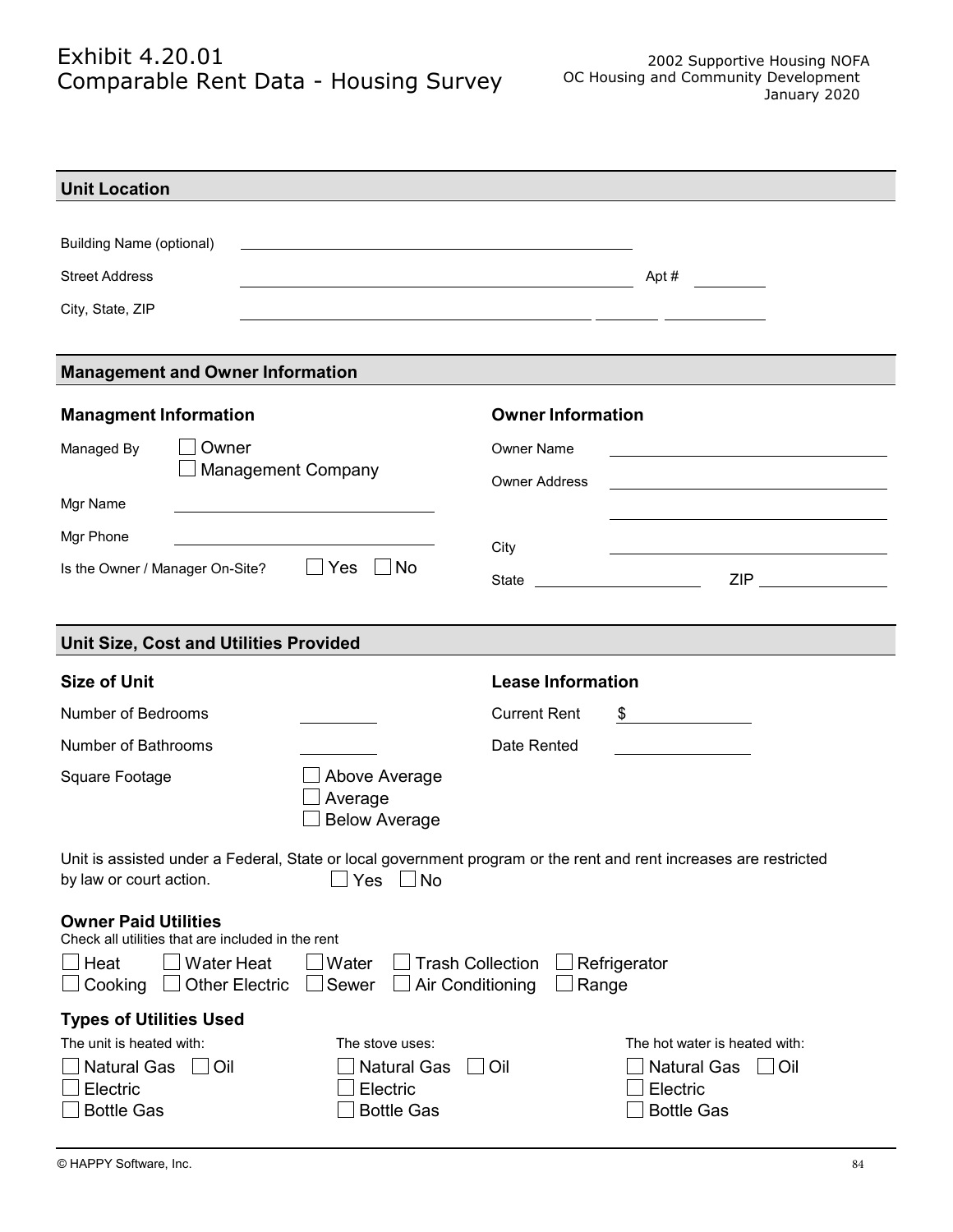# Exhibit 4.20.01
# Comparable Rent Data - Housing Survey

2002 Supportive Housing NOFA
OC Housing and Community Development
January 2020

## Unit Location

Building Name (optional) ______________________

Street Address ______________________ Apt # ________

City, State, ZIP ______________________ ________ ________

## Management and Owner Information

### Managment Information

Managed By ☐ Owner ☐ Management Company

Mgr Name ______________________

Mgr Phone ______________________

Is the Owner / Manager On-Site? ☐ Yes ☐ No

### Owner Information

Owner Name ______________________

Owner Address ______________________

______________________

City ______________________

State ______________ ZIP ______________

## Unit Size, Cost and Utilities Provided

### Size of Unit

Number of Bedrooms ________

Number of Bathrooms ________

Square Footage ☐ Above Average ☐ Average ☐ Below Average

### Lease Information

Current Rent $ ________

Date Rented ________

Unit is assisted under a Federal, State or local government program or the rent and rent increases are restricted by law or court action. ☐ Yes ☐ No

### Owner Paid Utilities

Check all utilities that are included in the rent

☐ Heat ☐ Water Heat ☐ Water ☐ Trash Collection ☐ Refrigerator
☐ Cooking ☐ Other Electric ☐ Sewer ☐ Air Conditioning ☐ Range

### Types of Utilities Used

The unit is heated with:
☐ Natural Gas ☐ Oil
☐ Electric
☐ Bottle Gas

The stove uses:
☐ Natural Gas ☐ Oil
☐ Electric
☐ Bottle Gas

The hot water is heated with:
☐ Natural Gas ☐ Oil
☐ Electric
☐ Bottle Gas

© HAPPY Software, Inc.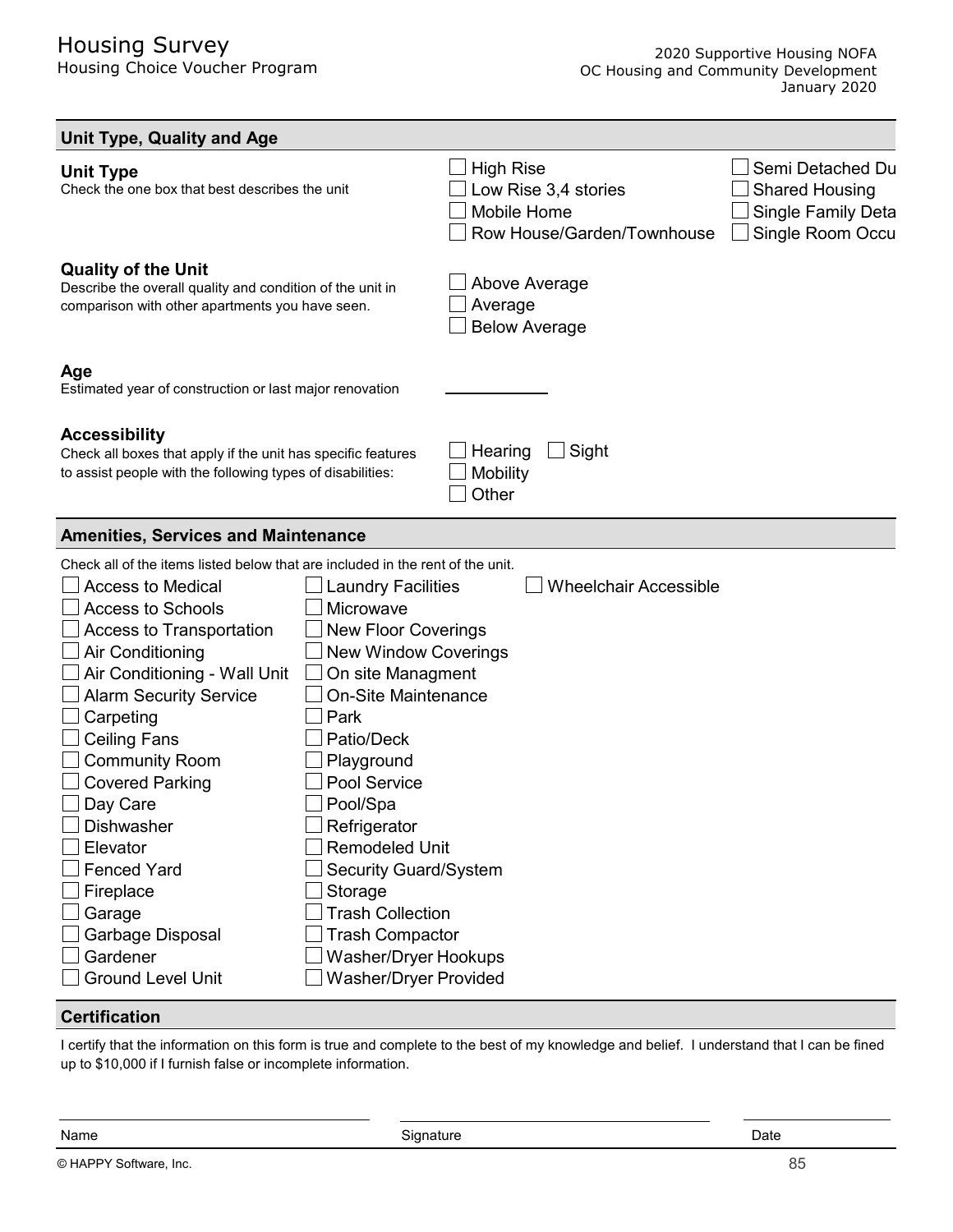# Housing Survey

Housing Choice Voucher Program

2020 Supportive Housing NOFA
OC Housing and Community Development
January 2020

## Unit Type, Quality and Age

**Unit Type**
Check the one box that best describes the unit

- ☐ High Rise
- ☐ Low Rise 3,4 stories
- ☐ Mobile Home
- ☐ Row House/Garden/Townhouse
- ☐ Semi Detached Du
- ☐ Shared Housing
- ☐ Single Family Deta
- ☐ Single Room Occu

**Quality of the Unit**
Describe the overall quality and condition of the unit in comparison with other apartments you have seen.

- ☐ Above Average
- ☐ Average
- ☐ Below Average

**Age**
Estimated year of construction or last major renovation ____________

**Accessibility**
Check all boxes that apply if the unit has specific features to assist people with the following types of disabilities:

- ☐ Hearing
- ☐ Sight
- ☐ Mobility
- ☐ Other

## Amenities, Services and Maintenance

Check all of the items listed below that are included in the rent of the unit.

- ☐ Access to Medical
- ☐ Access to Schools
- ☐ Access to Transportation
- ☐ Air Conditioning
- ☐ Air Conditioning - Wall Unit
- ☐ Alarm Security Service
- ☐ Carpeting
- ☐ Ceiling Fans
- ☐ Community Room
- ☐ Covered Parking
- ☐ Day Care
- ☐ Dishwasher
- ☐ Elevator
- ☐ Fenced Yard
- ☐ Fireplace
- ☐ Garage
- ☐ Garbage Disposal
- ☐ Gardener
- ☐ Ground Level Unit
- ☐ Laundry Facilities
- ☐ Microwave
- ☐ New Floor Coverings
- ☐ New Window Coverings
- ☐ On site Managment
- ☐ On-Site Maintenance
- ☐ Park
- ☐ Patio/Deck
- ☐ Playground
- ☐ Pool Service
- ☐ Pool/Spa
- ☐ Refrigerator
- ☐ Remodeled Unit
- ☐ Security Guard/System
- ☐ Storage
- ☐ Trash Collection
- ☐ Trash Compactor
- ☐ Washer/Dryer Hookups
- ☐ Washer/Dryer Provided
- ☐ Wheelchair Accessible

## Certification

I certify that the information on this form is true and complete to the best of my knowledge and belief. I understand that I can be fined up to $10,000 if I furnish false or incomplete information.

| Name | Signature | Date |
|---|---|---|
| | | |

© HAPPY Software, Inc.